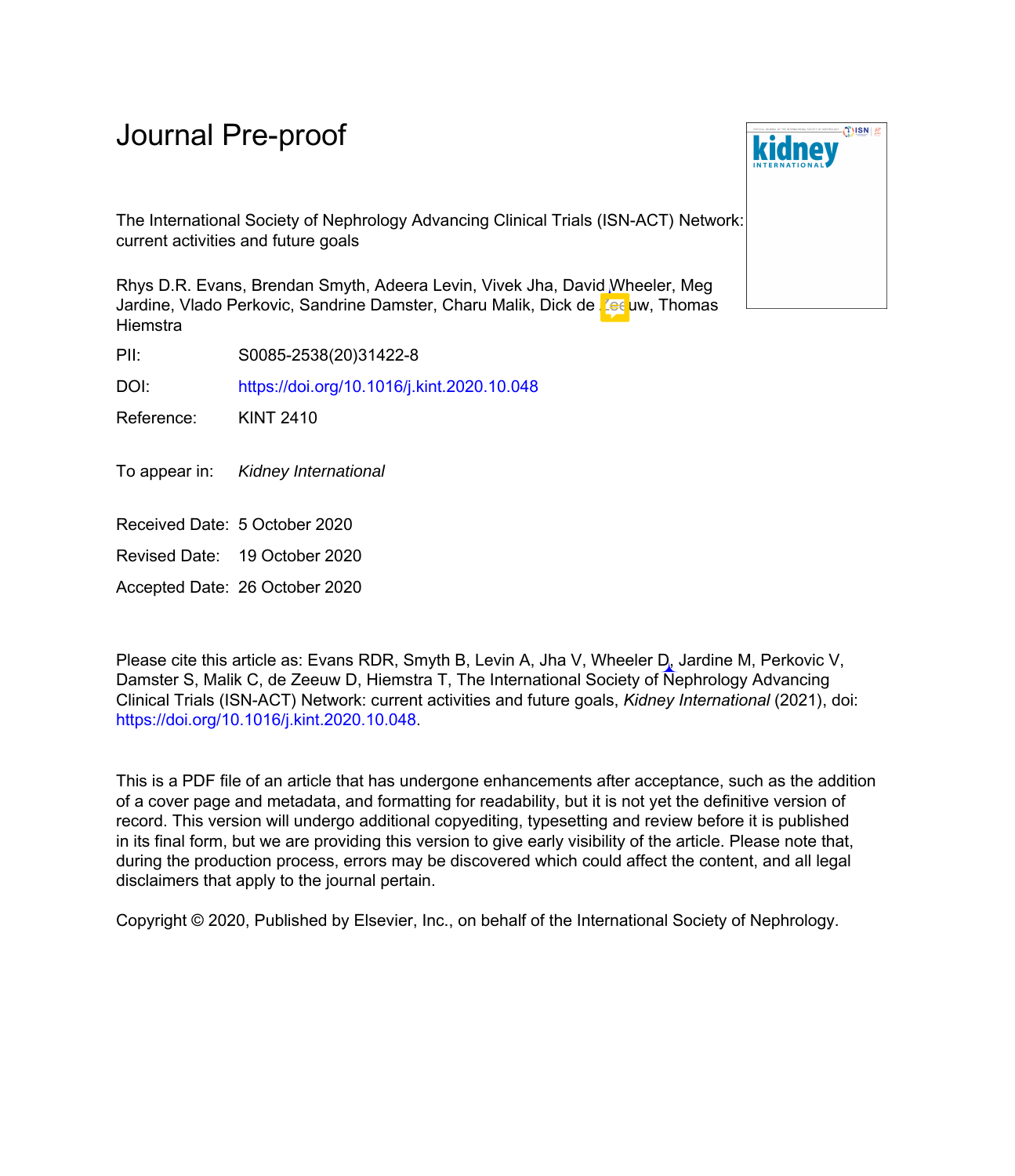# Journal Pre-proof

The International Society of Nephrology Advancing Clinical Trials (ISN-ACT) Network: current activities and future goals

Rhys D.R. Evans, Brendan Smyth, Adeera Levin, Vivek Jha, David Wheeler, Meg Jardine, Vlado Perkovic, Sandrine Damster, Charu Malik, Dick de Zeeuw, Thomas Hiemstra

PII: S0085-2538(20)31422-8

DOI: https://doi.org/10.1016/j.kint.2020.10.048

Reference: KINT 2410

To appear in: *Kidney International*

Received Date: 5 October 2020

Revised Date: 19 October 2020

Accepted Date: 26 October 2020

Please cite this article as: Evans RDR, Smyth B, Levin A, Jha V, Wheeler D, Jardine M, Perkovic V, Damster S, Malik C, de Zeeuw D, Hiemstra T, The International Society of Nephrology Advancing Clinical Trials (ISN-ACT) Network: current activities and future goals, *Kidney International* (2021), doi: https://doi.org/10.1016/j.kint.2020.10.048.

This is a PDF file of an article that has undergone enhancements after acceptance, such as the addition of a cover page and metadata, and formatting for readability, but it is not yet the definitive version of record. This version will undergo additional copyediting, typesetting and review before it is published in its final form, but we are providing this version to give early visibility of the article. Please note that, during the production process, errors may be discovered which could affect the content, and all legal disclaimers that apply to the journal pertain.

Copyright © 2020, Published by Elsevier, Inc., on behalf of the International Society of Nephrology.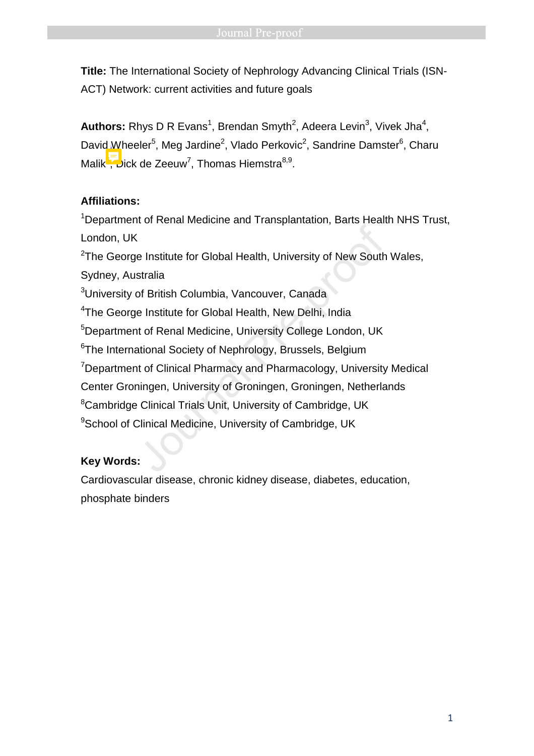**Title:** The International Society of Nephrology Advancing Clinical Trials (ISN-ACT) Network: current activities and future goals

**Authors:** Rhys D R Evans[1], Brendan Smyth[2], Adeera Levin[3], Vivek Jha[4], David Wheeler[5], Meg Jardine[2], Vlado Perkovic[2], Sandrine Damster[6], Charu Malik[6], Dick de Zeeuw[7], Thomas Hiemstra[8,9].

**Affiliations:**

[1]Department of Renal Medicine and Transplantation, Barts Health NHS Trust, London, UK

[2]The George Institute for Global Health, University of New South Wales, Sydney, Australia

[3]University of British Columbia, Vancouver, Canada

[4]The George Institute for Global Health, New Delhi, India

[5]Department of Renal Medicine, University College London, UK

[6]The International Society of Nephrology, Brussels, Belgium

[7]Department of Clinical Pharmacy and Pharmacology, University Medical Center Groningen, University of Groningen, Groningen, Netherlands

[8]Cambridge Clinical Trials Unit, University of Cambridge, UK

[9]School of Clinical Medicine, University of Cambridge, UK

**Key Words:**

Cardiovascular disease, chronic kidney disease, diabetes, education, phosphate binders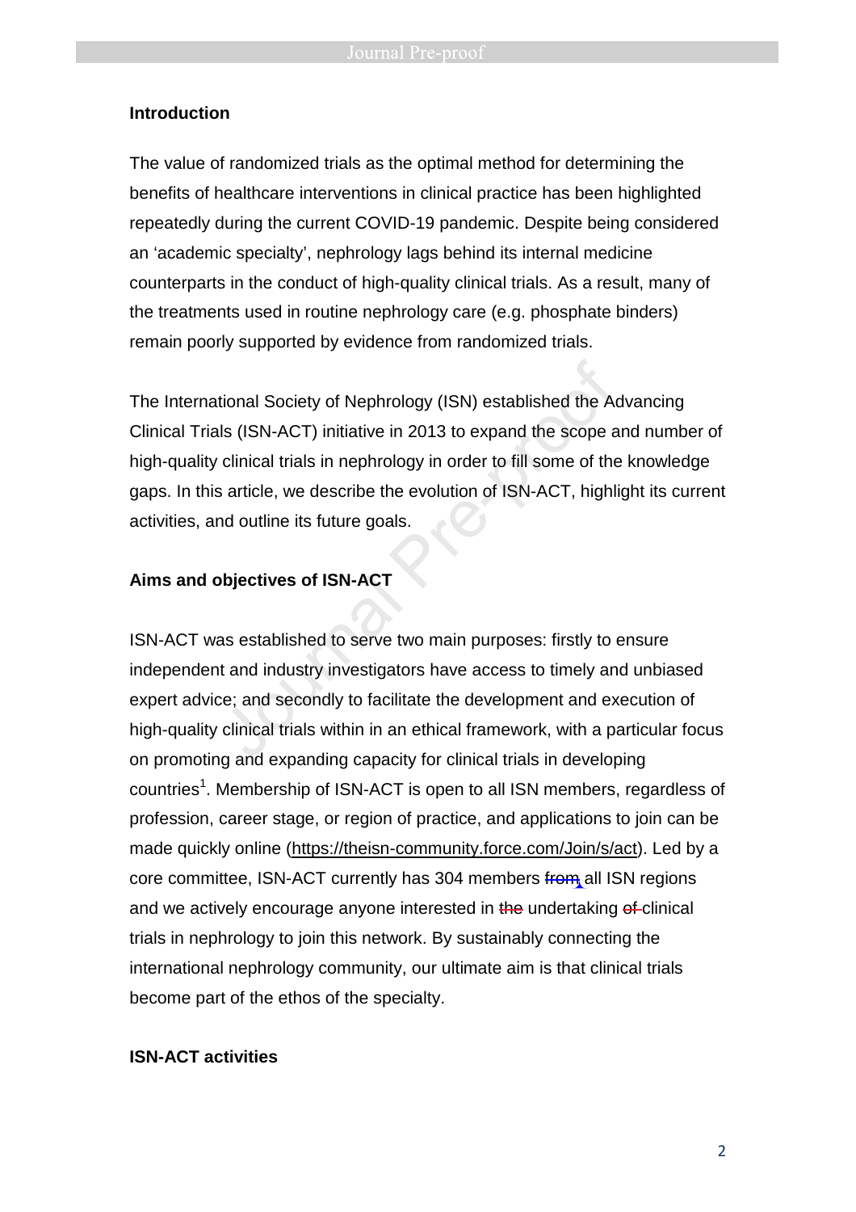## Introduction

The value of randomized trials as the optimal method for determining the benefits of healthcare interventions in clinical practice has been highlighted repeatedly during the current COVID-19 pandemic. Despite being considered an 'academic specialty', nephrology lags behind its internal medicine counterparts in the conduct of high-quality clinical trials. As a result, many of the treatments used in routine nephrology care (e.g. phosphate binders) remain poorly supported by evidence from randomized trials.

The International Society of Nephrology (ISN) established the Advancing Clinical Trials (ISN-ACT) initiative in 2013 to expand the scope and number of high-quality clinical trials in nephrology in order to fill some of the knowledge gaps. In this article, we describe the evolution of ISN-ACT, highlight its current activities, and outline its future goals.

## Aims and objectives of ISN-ACT

ISN-ACT was established to serve two main purposes: firstly to ensure independent and industry investigators have access to timely and unbiased expert advice; and secondly to facilitate the development and execution of high-quality clinical trials within in an ethical framework, with a particular focus on promoting and expanding capacity for clinical trials in developing countries[1]. Membership of ISN-ACT is open to all ISN members, regardless of profession, career stage, or region of practice, and applications to join can be made quickly online (https://theisn-community.force.com/Join/s/act). Led by a core committee, ISN-ACT currently has 304 members ~~from~~ all ISN regions and we actively encourage anyone interested in ~~the~~ undertaking ~~of~~ clinical trials in nephrology to join this network. By sustainably connecting the international nephrology community, our ultimate aim is that clinical trials become part of the ethos of the specialty.

## ISN-ACT activities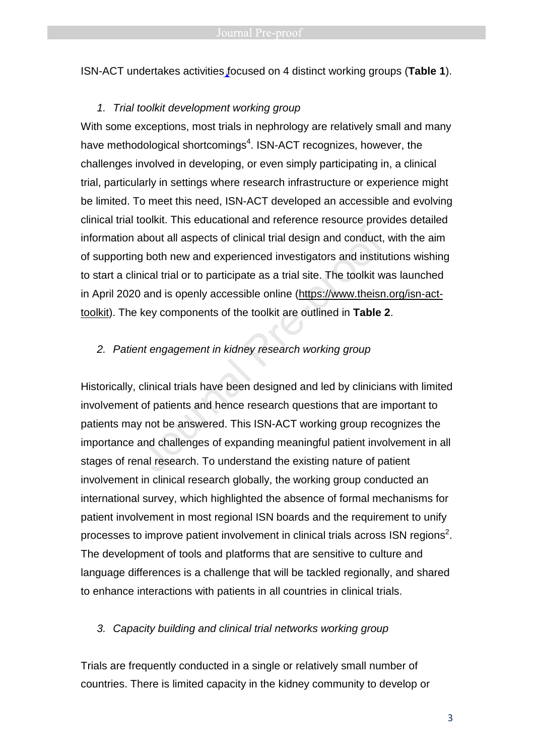ISN-ACT undertakes activities focused on 4 distinct working groups (**Table 1**).

1. *Trial toolkit development working group*

With some exceptions, most trials in nephrology are relatively small and many have methodological shortcomings[4]. ISN-ACT recognizes, however, the challenges involved in developing, or even simply participating in, a clinical trial, particularly in settings where research infrastructure or experience might be limited. To meet this need, ISN-ACT developed an accessible and evolving clinical trial toolkit. This educational and reference resource provides detailed information about all aspects of clinical trial design and conduct, with the aim of supporting both new and experienced investigators and institutions wishing to start a clinical trial or to participate as a trial site. The toolkit was launched in April 2020 and is openly accessible online (https://www.theisn.org/isn-act-toolkit). The key components of the toolkit are outlined in **Table 2**.

2. *Patient engagement in kidney research working group*

Historically, clinical trials have been designed and led by clinicians with limited involvement of patients and hence research questions that are important to patients may not be answered. This ISN-ACT working group recognizes the importance and challenges of expanding meaningful patient involvement in all stages of renal research. To understand the existing nature of patient involvement in clinical research globally, the working group conducted an international survey, which highlighted the absence of formal mechanisms for patient involvement in most regional ISN boards and the requirement to unify processes to improve patient involvement in clinical trials across ISN regions[2]. The development of tools and platforms that are sensitive to culture and language differences is a challenge that will be tackled regionally, and shared to enhance interactions with patients in all countries in clinical trials.

3. *Capacity building and clinical trial networks working group*

Trials are frequently conducted in a single or relatively small number of countries. There is limited capacity in the kidney community to develop or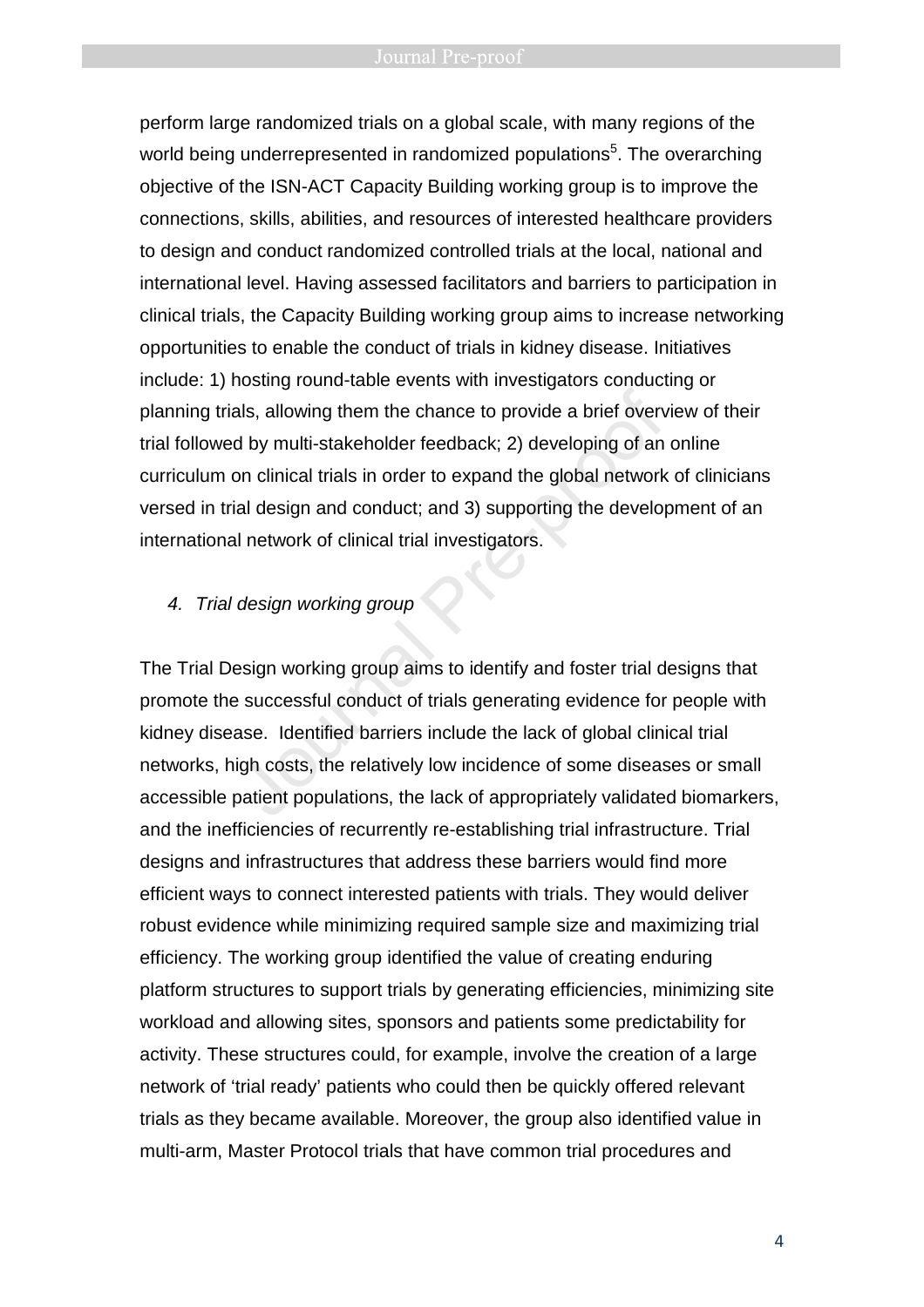perform large randomized trials on a global scale, with many regions of the world being underrepresented in randomized populations[5]. The overarching objective of the ISN-ACT Capacity Building working group is to improve the connections, skills, abilities, and resources of interested healthcare providers to design and conduct randomized controlled trials at the local, national and international level. Having assessed facilitators and barriers to participation in clinical trials, the Capacity Building working group aims to increase networking opportunities to enable the conduct of trials in kidney disease. Initiatives include: 1) hosting round-table events with investigators conducting or planning trials, allowing them the chance to provide a brief overview of their trial followed by multi-stakeholder feedback; 2) developing of an online curriculum on clinical trials in order to expand the global network of clinicians versed in trial design and conduct; and 3) supporting the development of an international network of clinical trial investigators.

### *4. Trial design working group*

The Trial Design working group aims to identify and foster trial designs that promote the successful conduct of trials generating evidence for people with kidney disease. Identified barriers include the lack of global clinical trial networks, high costs, the relatively low incidence of some diseases or small accessible patient populations, the lack of appropriately validated biomarkers, and the inefficiencies of recurrently re-establishing trial infrastructure. Trial designs and infrastructures that address these barriers would find more efficient ways to connect interested patients with trials. They would deliver robust evidence while minimizing required sample size and maximizing trial efficiency. The working group identified the value of creating enduring platform structures to support trials by generating efficiencies, minimizing site workload and allowing sites, sponsors and patients some predictability for activity. These structures could, for example, involve the creation of a large network of 'trial ready' patients who could then be quickly offered relevant trials as they became available. Moreover, the group also identified value in multi-arm, Master Protocol trials that have common trial procedures and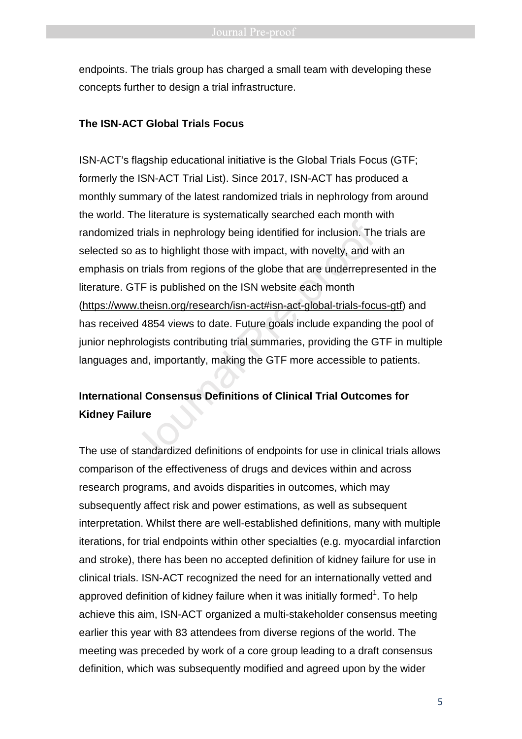endpoints. The trials group has charged a small team with developing these concepts further to design a trial infrastructure.

**The ISN-ACT Global Trials Focus**

ISN-ACT's flagship educational initiative is the Global Trials Focus (GTF; formerly the ISN-ACT Trial List). Since 2017, ISN-ACT has produced a monthly summary of the latest randomized trials in nephrology from around the world. The literature is systematically searched each month with randomized trials in nephrology being identified for inclusion. The trials are selected so as to highlight those with impact, with novelty, and with an emphasis on trials from regions of the globe that are underrepresented in the literature. GTF is published on the ISN website each month (https://www.theisn.org/research/isn-act#isn-act-global-trials-focus-gtf) and has received 4854 views to date. Future goals include expanding the pool of junior nephrologists contributing trial summaries, providing the GTF in multiple languages and, importantly, making the GTF more accessible to patients.

**International Consensus Definitions of Clinical Trial Outcomes for Kidney Failure**

The use of standardized definitions of endpoints for use in clinical trials allows comparison of the effectiveness of drugs and devices within and across research programs, and avoids disparities in outcomes, which may subsequently affect risk and power estimations, as well as subsequent interpretation. Whilst there are well-established definitions, many with multiple iterations, for trial endpoints within other specialties (e.g. myocardial infarction and stroke), there has been no accepted definition of kidney failure for use in clinical trials. ISN-ACT recognized the need for an internationally vetted and approved definition of kidney failure when it was initially formed[1]. To help achieve this aim, ISN-ACT organized a multi-stakeholder consensus meeting earlier this year with 83 attendees from diverse regions of the world. The meeting was preceded by work of a core group leading to a draft consensus definition, which was subsequently modified and agreed upon by the wider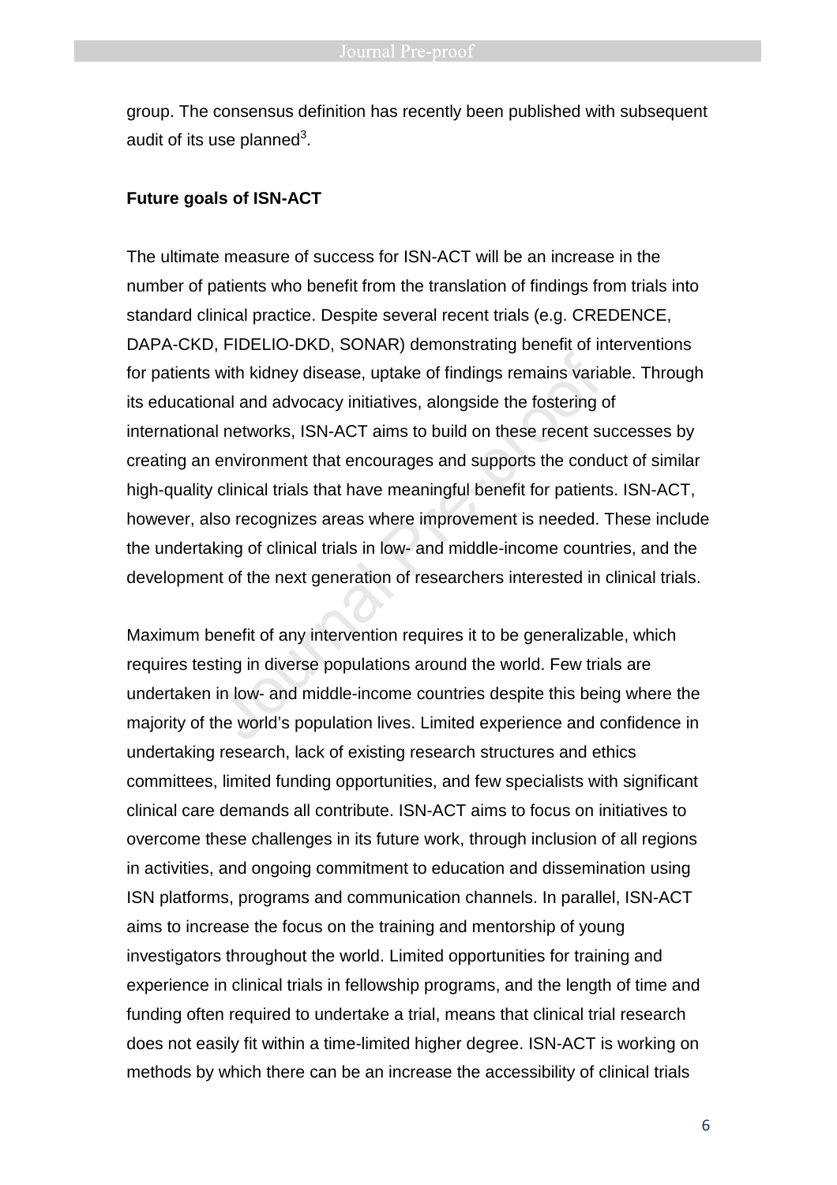group. The consensus definition has recently been published with subsequent audit of its use planned[3].

**Future goals of ISN-ACT**

The ultimate measure of success for ISN-ACT will be an increase in the number of patients who benefit from the translation of findings from trials into standard clinical practice. Despite several recent trials (e.g. CREDENCE, DAPA-CKD, FIDELIO-DKD, SONAR) demonstrating benefit of interventions for patients with kidney disease, uptake of findings remains variable. Through its educational and advocacy initiatives, alongside the fostering of international networks, ISN-ACT aims to build on these recent successes by creating an environment that encourages and supports the conduct of similar high-quality clinical trials that have meaningful benefit for patients. ISN-ACT, however, also recognizes areas where improvement is needed. These include the undertaking of clinical trials in low- and middle-income countries, and the development of the next generation of researchers interested in clinical trials.

Maximum benefit of any intervention requires it to be generalizable, which requires testing in diverse populations around the world. Few trials are undertaken in low- and middle-income countries despite this being where the majority of the world's population lives. Limited experience and confidence in undertaking research, lack of existing research structures and ethics committees, limited funding opportunities, and few specialists with significant clinical care demands all contribute. ISN-ACT aims to focus on initiatives to overcome these challenges in its future work, through inclusion of all regions in activities, and ongoing commitment to education and dissemination using ISN platforms, programs and communication channels. In parallel, ISN-ACT aims to increase the focus on the training and mentorship of young investigators throughout the world. Limited opportunities for training and experience in clinical trials in fellowship programs, and the length of time and funding often required to undertake a trial, means that clinical trial research does not easily fit within a time-limited higher degree. ISN-ACT is working on methods by which there can be an increase the accessibility of clinical trials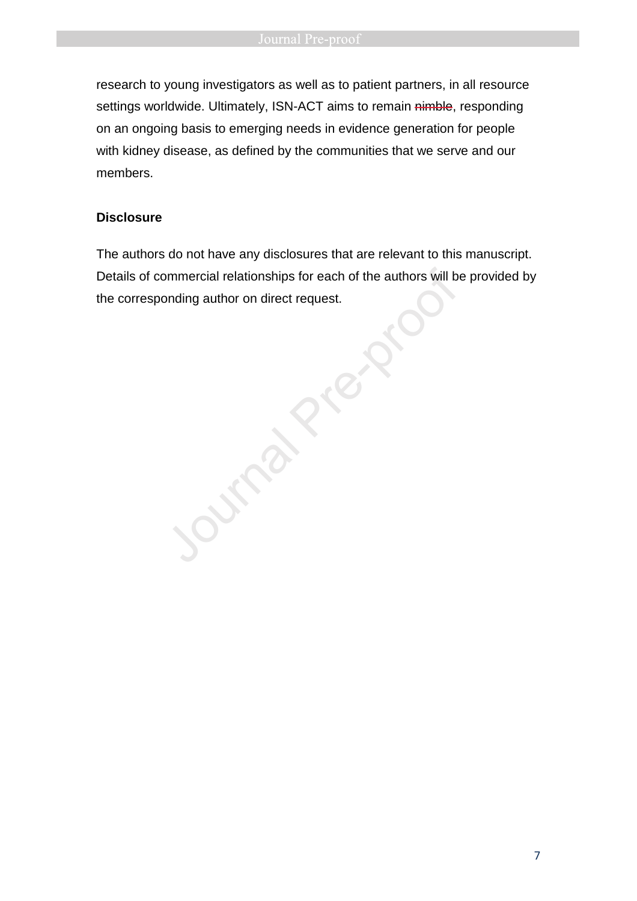research to young investigators as well as to patient partners, in all resource settings worldwide. Ultimately, ISN-ACT aims to remain ~~nimble~~, responding on an ongoing basis to emerging needs in evidence generation for people with kidney disease, as defined by the communities that we serve and our members.

**Disclosure**

The authors do not have any disclosures that are relevant to this manuscript. Details of commercial relationships for each of the authors will be provided by the corresponding author on direct request.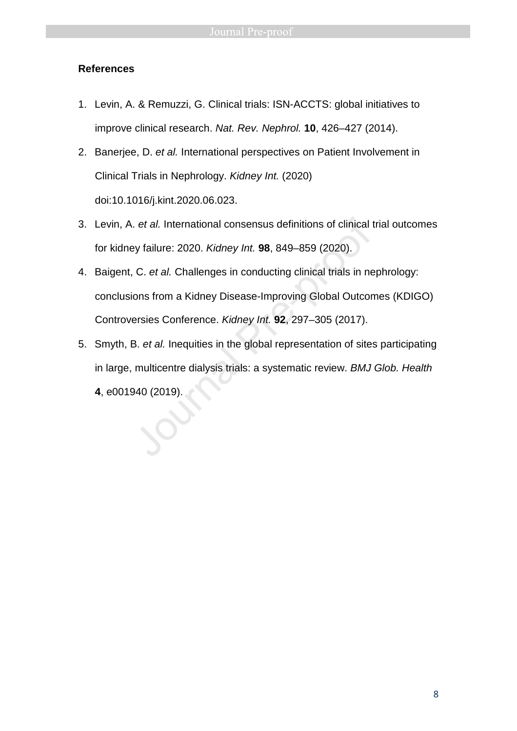**References**

1. Levin, A. & Remuzzi, G. Clinical trials: ISN-ACCTS: global initiatives to improve clinical research. *Nat. Rev. Nephrol.* **10**, 426–427 (2014).
2. Banerjee, D. *et al.* International perspectives on Patient Involvement in Clinical Trials in Nephrology. *Kidney Int.* (2020) doi:10.1016/j.kint.2020.06.023.
3. Levin, A. *et al.* International consensus definitions of clinical trial outcomes for kidney failure: 2020. *Kidney Int.* **98**, 849–859 (2020).
4. Baigent, C. *et al.* Challenges in conducting clinical trials in nephrology: conclusions from a Kidney Disease-Improving Global Outcomes (KDIGO) Controversies Conference. *Kidney Int.* **92**, 297–305 (2017).
5. Smyth, B. *et al.* Inequities in the global representation of sites participating in large, multicentre dialysis trials: a systematic review. *BMJ Glob. Health* **4**, e001940 (2019).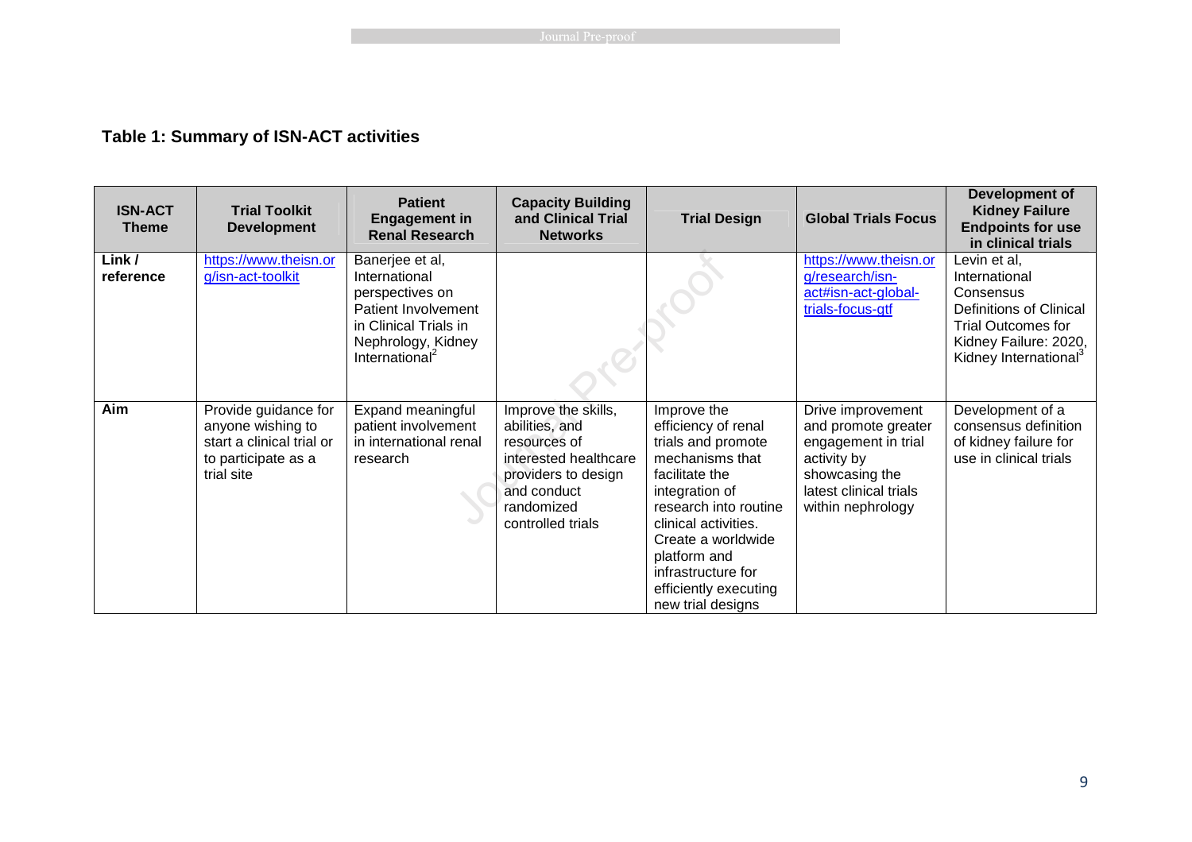**Table 1: Summary of ISN-ACT activities**

| ISN-ACT Theme | Trial Toolkit Development | Patient Engagement in Renal Research | Capacity Building and Clinical Trial Networks | Trial Design | Global Trials Focus | Development of Kidney Failure Endpoints for use in clinical trials |
|---|---|---|---|---|---|---|
| **Link / reference** | https://www.theisn.org/isn-act-toolkit | Banerjee et al, International perspectives on Patient Involvement in Clinical Trials in Nephrology, Kidney International[2] | | | https://www.theisn.org/research/isn-act#isn-act-global-trials-focus-gtf | Levin et al, International Consensus Definitions of Clinical Trial Outcomes for Kidney Failure: 2020, Kidney International[3] |
| **Aim** | Provide guidance for anyone wishing to start a clinical trial or to participate as a trial site | Expand meaningful patient involvement in international renal research | Improve the skills, abilities, and resources of interested healthcare providers to design and conduct randomized controlled trials | Improve the efficiency of renal trials and promote mechanisms that facilitate the integration of research into routine clinical activities. Create a worldwide platform and infrastructure for efficiently executing new trial designs | Drive improvement and promote greater engagement in trial activity by showcasing the latest clinical trials within nephrology | Development of a consensus definition of kidney failure for use in clinical trials |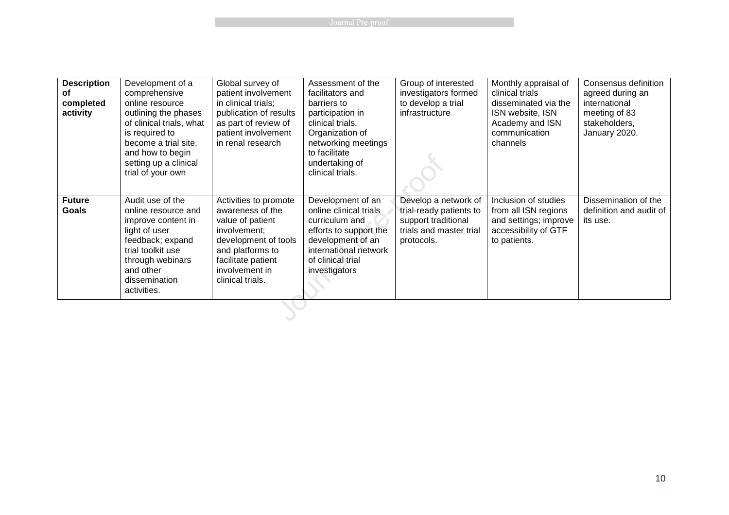| **Description of completed activity** | Development of a comprehensive online resource outlining the phases of clinical trials, what is required to become a trial site, and how to begin setting up a clinical trial of your own | Global survey of patient involvement in clinical trials; publication of results as part of review of patient involvement in renal research | Assessment of the facilitators and barriers to participation in clinical trials. Organization of networking meetings to facilitate undertaking of clinical trials. | Group of interested investigators formed to develop a trial infrastructure | Monthly appraisal of clinical trials disseminated via the ISN website, ISN Academy and ISN communication channels | Consensus definition agreed during an international meeting of 83 stakeholders, January 2020. |
|---|---|---|---|---|---|---|
| **Future Goals** | Audit use of the online resource and improve content in light of user feedback; expand trial toolkit use through webinars and other dissemination activities. | Activities to promote awareness of the value of patient involvement; development of tools and platforms to facilitate patient involvement in clinical trials. | Development of an online clinical trials curriculum and efforts to support the development of an international network of clinical trial investigators | Develop a network of trial-ready patients to support traditional trials and master trial protocols. | Inclusion of studies from all ISN regions and settings; improve accessibility of GTF to patients. | Dissemination of the definition and audit of its use. |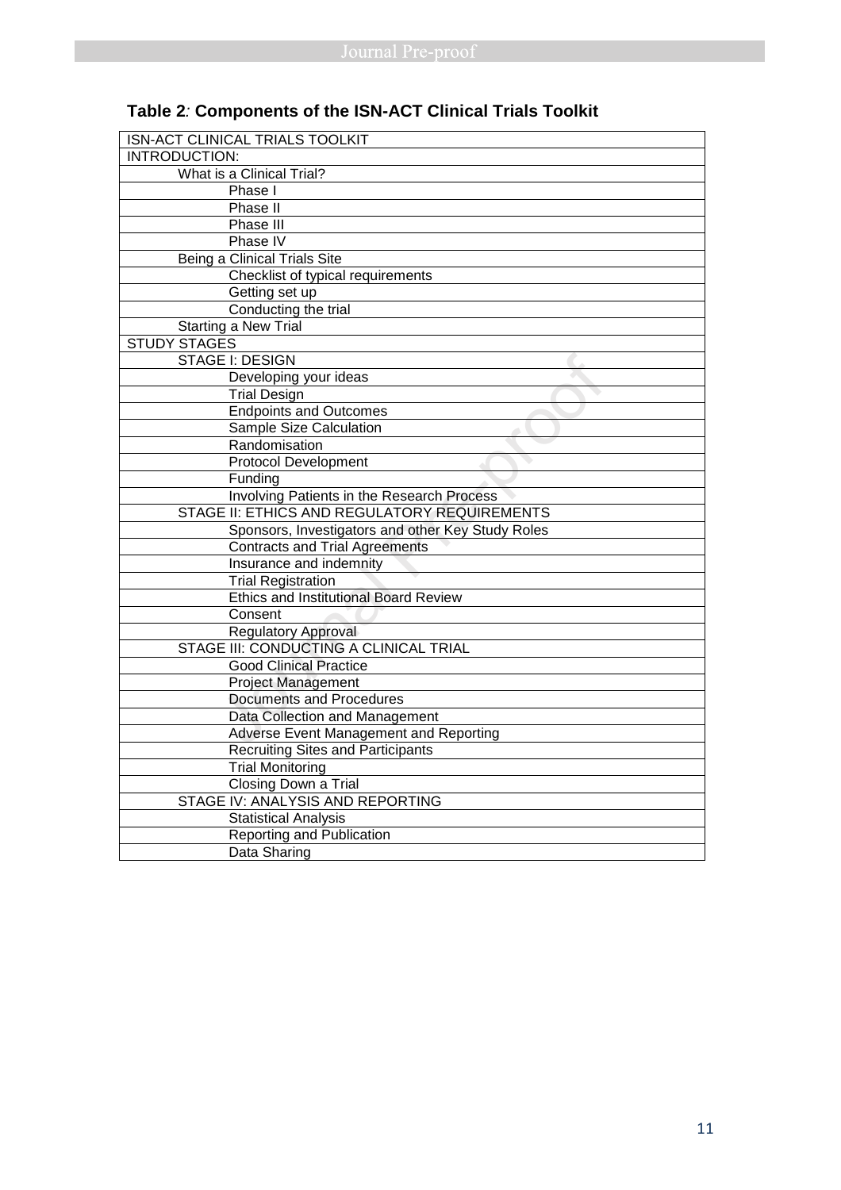**Table 2: Components of the ISN-ACT Clinical Trials Toolkit**

| |
|---|
| ISN-ACT CLINICAL TRIALS TOOLKIT |
| INTRODUCTION: |
| What is a Clinical Trial? |
| Phase I |
| Phase II |
| Phase III |
| Phase IV |
| Being a Clinical Trials Site |
| Checklist of typical requirements |
| Getting set up |
| Conducting the trial |
| Starting a New Trial |
| STUDY STAGES |
| STAGE I: DESIGN |
| Developing your ideas |
| Trial Design |
| Endpoints and Outcomes |
| Sample Size Calculation |
| Randomisation |
| Protocol Development |
| Funding |
| Involving Patients in the Research Process |
| STAGE II: ETHICS AND REGULATORY REQUIREMENTS |
| Sponsors, Investigators and other Key Study Roles |
| Contracts and Trial Agreements |
| Insurance and indemnity |
| Trial Registration |
| Ethics and Institutional Board Review |
| Consent |
| Regulatory Approval |
| STAGE III: CONDUCTING A CLINICAL TRIAL |
| Good Clinical Practice |
| Project Management |
| Documents and Procedures |
| Data Collection and Management |
| Adverse Event Management and Reporting |
| Recruiting Sites and Participants |
| Trial Monitoring |
| Closing Down a Trial |
| STAGE IV: ANALYSIS AND REPORTING |
| Statistical Analysis |
| Reporting and Publication |
| Data Sharing |